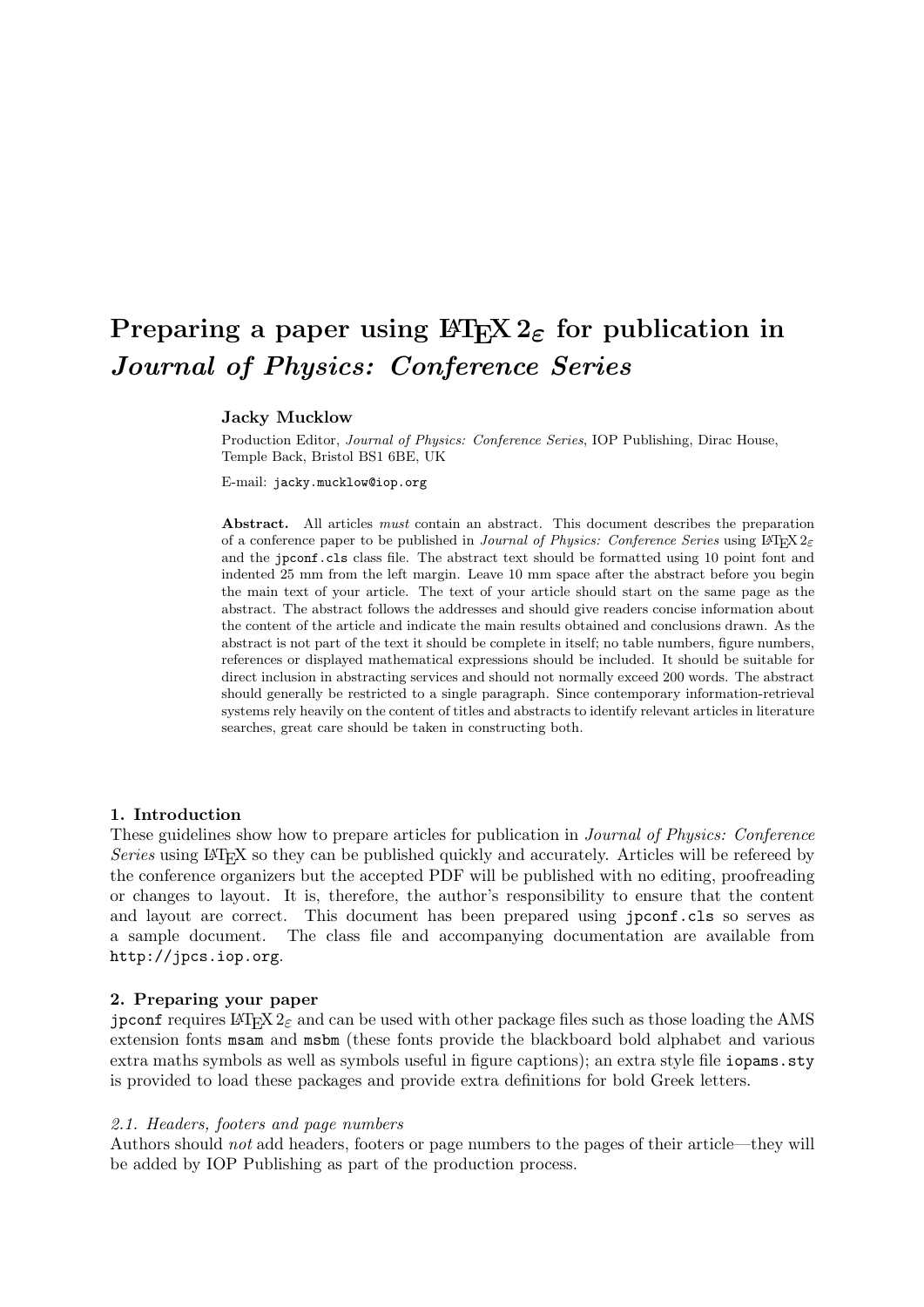# Preparing a paper using LaTeX 2$_\varepsilon$ for publication in *Journal of Physics: Conference Series*

**Jacky Mucklow**

Production Editor, *Journal of Physics: Conference Series*, IOP Publishing, Dirac House, Temple Back, Bristol BS1 6BE, UK

E-mail: `jacky.mucklow@iop.org`

**Abstract.** All articles *must* contain an abstract. This document describes the preparation of a conference paper to be published in *Journal of Physics: Conference Series* using LaTeX 2$_\varepsilon$ and the `jpconf.cls` class file. The abstract text should be formatted using 10 point font and indented 25 mm from the left margin. Leave 10 mm space after the abstract before you begin the main text of your article. The text of your article should start on the same page as the abstract. The abstract follows the addresses and should give readers concise information about the content of the article and indicate the main results obtained and conclusions drawn. As the abstract is not part of the text it should be complete in itself; no table numbers, figure numbers, references or displayed mathematical expressions should be included. It should be suitable for direct inclusion in abstracting services and should not normally exceed 200 words. The abstract should generally be restricted to a single paragraph. Since contemporary information-retrieval systems rely heavily on the content of titles and abstracts to identify relevant articles in literature searches, great care should be taken in constructing both.

## 1. Introduction

These guidelines show how to prepare articles for publication in *Journal of Physics: Conference Series* using LaTeX so they can be published quickly and accurately. Articles will be refereed by the conference organizers but the accepted PDF will be published with no editing, proofreading or changes to layout. It is, therefore, the author's responsibility to ensure that the content and layout are correct. This document has been prepared using `jpconf.cls` so serves as a sample document. The class file and accompanying documentation are available from `http://jpcs.iop.org`.

## 2. Preparing your paper

`jpconf` requires LaTeX 2$_\varepsilon$ and can be used with other package files such as those loading the AMS extension fonts `msam` and `msbm` (these fonts provide the blackboard bold alphabet and various extra maths symbols as well as symbols useful in figure captions); an extra style file `iopams.sty` is provided to load these packages and provide extra definitions for bold Greek letters.

### *2.1. Headers, footers and page numbers*

Authors should *not* add headers, footers or page numbers to the pages of their article—they will be added by IOP Publishing as part of the production process.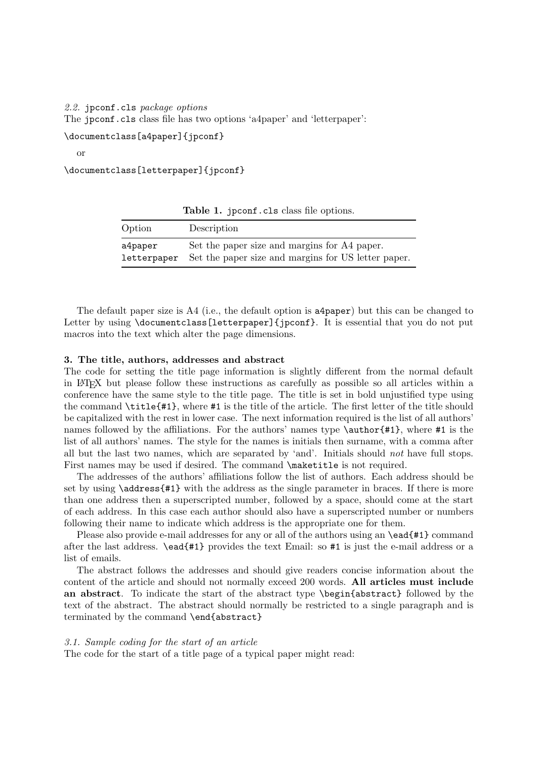### *2.2.* `jpconf.cls` *package options*

The `jpconf.cls` class file has two options 'a4paper' and 'letterpaper':

```
\documentclass[a4paper]{jpconf}
```

or

```
\documentclass[letterpaper]{jpconf}
```

**Table 1.** `jpconf.cls` class file options.

| Option | Description |
| --- | --- |
| `a4paper` | Set the paper size and margins for A4 paper. |
| `letterpaper` | Set the paper size and margins for US letter paper. |

The default paper size is A4 (i.e., the default option is `a4paper`) but this can be changed to Letter by using `\documentclass[letterpaper]{jpconf}`. It is essential that you do not put macros into the text which alter the page dimensions.

## 3. The title, authors, addresses and abstract

The code for setting the title page information is slightly different from the normal default in LaTeX but please follow these instructions as carefully as possible so all articles within a conference have the same style to the title page. The title is set in bold unjustified type using the command `\title{#1}`, where `#1` is the title of the article. The first letter of the title should be capitalized with the rest in lower case. The next information required is the list of all authors' names followed by the affiliations. For the authors' names type `\author{#1}`, where `#1` is the list of all authors' names. The style for the names is initials then surname, with a comma after all but the last two names, which are separated by 'and'. Initials should *not* have full stops. First names may be used if desired. The command `\maketitle` is not required.

The addresses of the authors' affiliations follow the list of authors. Each address should be set by using `\address{#1}` with the address as the single parameter in braces. If there is more than one address then a superscripted number, followed by a space, should come at the start of each address. In this case each author should also have a superscripted number or numbers following their name to indicate which address is the appropriate one for them.

Please also provide e-mail addresses for any or all of the authors using an `\ead{#1}` command after the last address. `\ead{#1}` provides the text Email: so `#1` is just the e-mail address or a list of emails.

The abstract follows the addresses and should give readers concise information about the content of the article and should not normally exceed 200 words. **All articles must include an abstract**. To indicate the start of the abstract type `\begin{abstract}` followed by the text of the abstract. The abstract should normally be restricted to a single paragraph and is terminated by the command `\end{abstract}`

### *3.1. Sample coding for the start of an article*

The code for the start of a title page of a typical paper might read: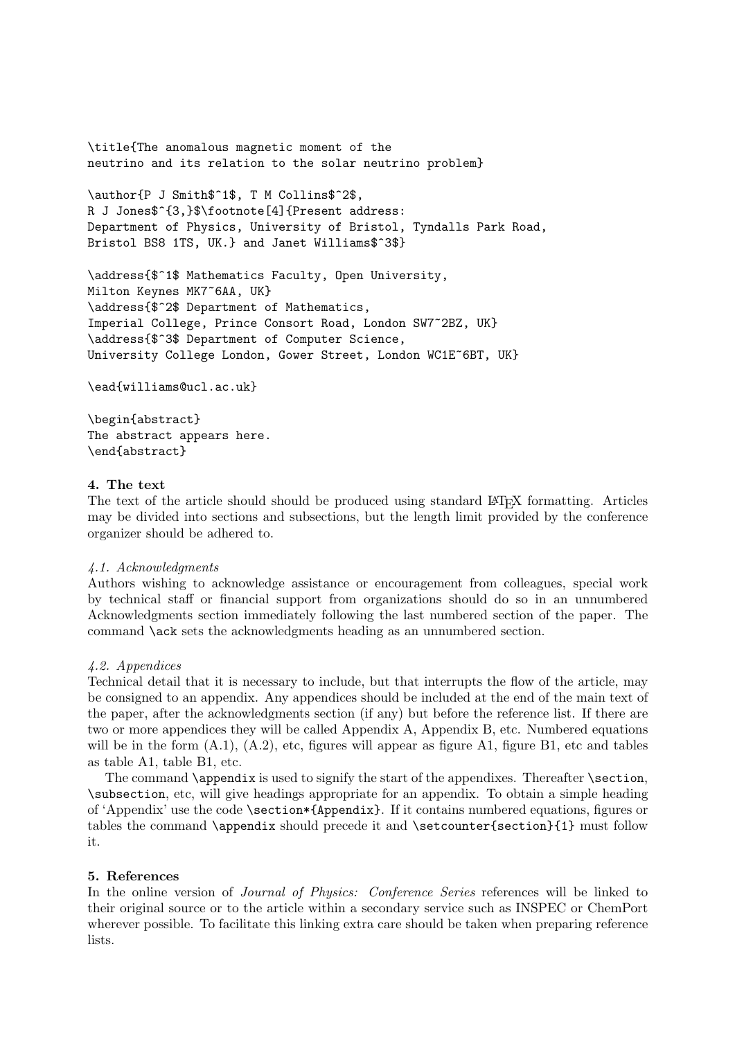```
\title{The anomalous magnetic moment of the
neutrino and its relation to the solar neutrino problem}

\author{P J Smith$^1$, T M Collins$^2$,
R J Jones$^{3,}$\footnote[4]{Present address:
Department of Physics, University of Bristol, Tyndalls Park Road,
Bristol BS8 1TS, UK.} and Janet Williams$^3$}

\address{$^1$ Mathematics Faculty, Open University,
Milton Keynes MK7~6AA, UK}
\address{$^2$ Department of Mathematics,
Imperial College, Prince Consort Road, London SW7~2BZ, UK}
\address{$^3$ Department of Computer Science,
University College London, Gower Street, London WC1E~6BT, UK}

\ead{williams@ucl.ac.uk}

\begin{abstract}
The abstract appears here.
\end{abstract}
```

## 4. The text

The text of the article should should be produced using standard LaTeX formatting. Articles may be divided into sections and subsections, but the length limit provided by the conference organizer should be adhered to.

### *4.1. Acknowledgments*

Authors wishing to acknowledge assistance or encouragement from colleagues, special work by technical staff or financial support from organizations should do so in an unnumbered Acknowledgments section immediately following the last numbered section of the paper. The command `\ack` sets the acknowledgments heading as an unnumbered section.

### *4.2. Appendices*

Technical detail that it is necessary to include, but that interrupts the flow of the article, may be consigned to an appendix. Any appendices should be included at the end of the main text of the paper, after the acknowledgments section (if any) but before the reference list. If there are two or more appendices they will be called Appendix A, Appendix B, etc. Numbered equations will be in the form (A.1), (A.2), etc, figures will appear as figure A1, figure B1, etc and tables as table A1, table B1, etc.

The command `\appendix` is used to signify the start of the appendixes. Thereafter `\section`, `\subsection`, etc, will give headings appropriate for an appendix. To obtain a simple heading of 'Appendix' use the code `\section*{Appendix}`. If it contains numbered equations, figures or tables the command `\appendix` should precede it and `\setcounter{section}{1}` must follow it.

## 5. References

In the online version of *Journal of Physics: Conference Series* references will be linked to their original source or to the article within a secondary service such as INSPEC or ChemPort wherever possible. To facilitate this linking extra care should be taken when preparing reference lists.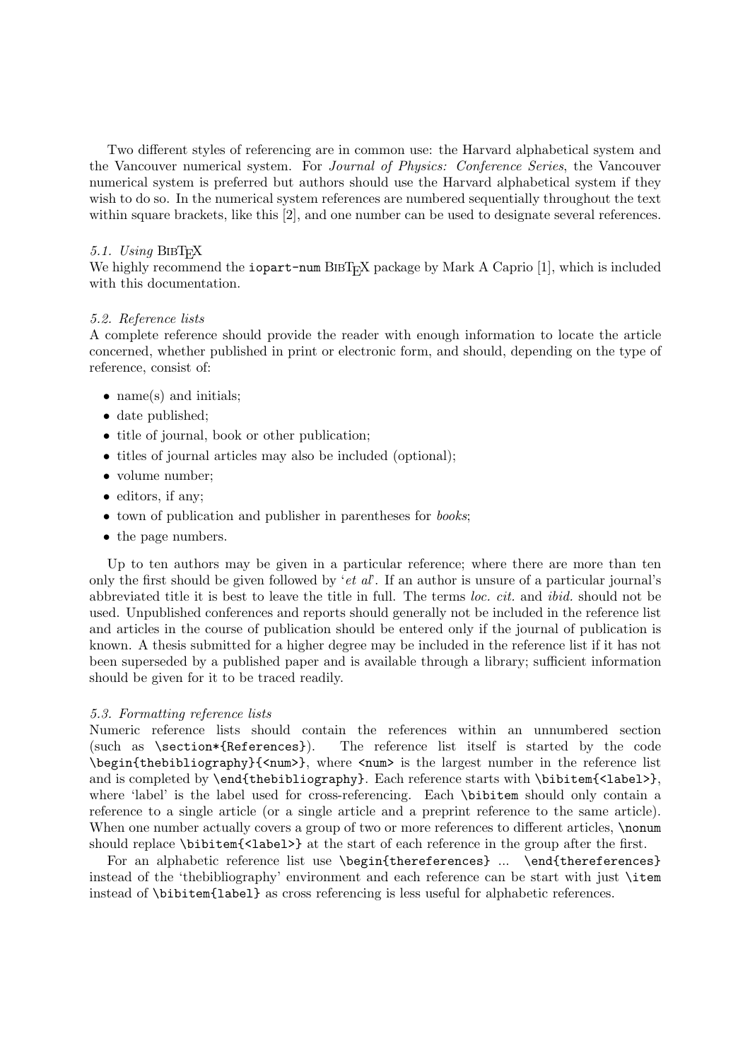Two different styles of referencing are in common use: the Harvard alphabetical system and the Vancouver numerical system. For *Journal of Physics: Conference Series*, the Vancouver numerical system is preferred but authors should use the Harvard alphabetical system if they wish to do so. In the numerical system references are numbered sequentially throughout the text within square brackets, like this [2], and one number can be used to designate several references.

### *5.1. Using* BIBTEX

We highly recommend the `iopart-num` BIBTEX package by Mark A Caprio [1], which is included with this documentation.

### *5.2. Reference lists*

A complete reference should provide the reader with enough information to locate the article concerned, whether published in print or electronic form, and should, depending on the type of reference, consist of:

- name(s) and initials;
- date published;
- title of journal, book or other publication;
- titles of journal articles may also be included (optional);
- volume number;
- editors, if any;
- town of publication and publisher in parentheses for *books*;
- the page numbers.

Up to ten authors may be given in a particular reference; where there are more than ten only the first should be given followed by '*et al*'. If an author is unsure of a particular journal's abbreviated title it is best to leave the title in full. The terms *loc. cit.* and *ibid.* should not be used. Unpublished conferences and reports should generally not be included in the reference list and articles in the course of publication should be entered only if the journal of publication is known. A thesis submitted for a higher degree may be included in the reference list if it has not been superseded by a published paper and is available through a library; sufficient information should be given for it to be traced readily.

### *5.3. Formatting reference lists*

Numeric reference lists should contain the references within an unnumbered section (such as `\section*{References}`). The reference list itself is started by the code `\begin{thebibliography}{<num>}`, where `<num>` is the largest number in the reference list and is completed by `\end{thebibliography}`. Each reference starts with `\bibitem{<label>}`, where 'label' is the label used for cross-referencing. Each `\bibitem` should only contain a reference to a single article (or a single article and a preprint reference to the same article). When one number actually covers a group of two or more references to different articles, `\nonum` should replace `\bibitem{<label>}` at the start of each reference in the group after the first.

For an alphabetic reference list use `\begin{thereferences} ... \end{thereferences}` instead of the 'thebibliography' environment and each reference can be start with just `\item` instead of `\bibitem{label}` as cross referencing is less useful for alphabetic references.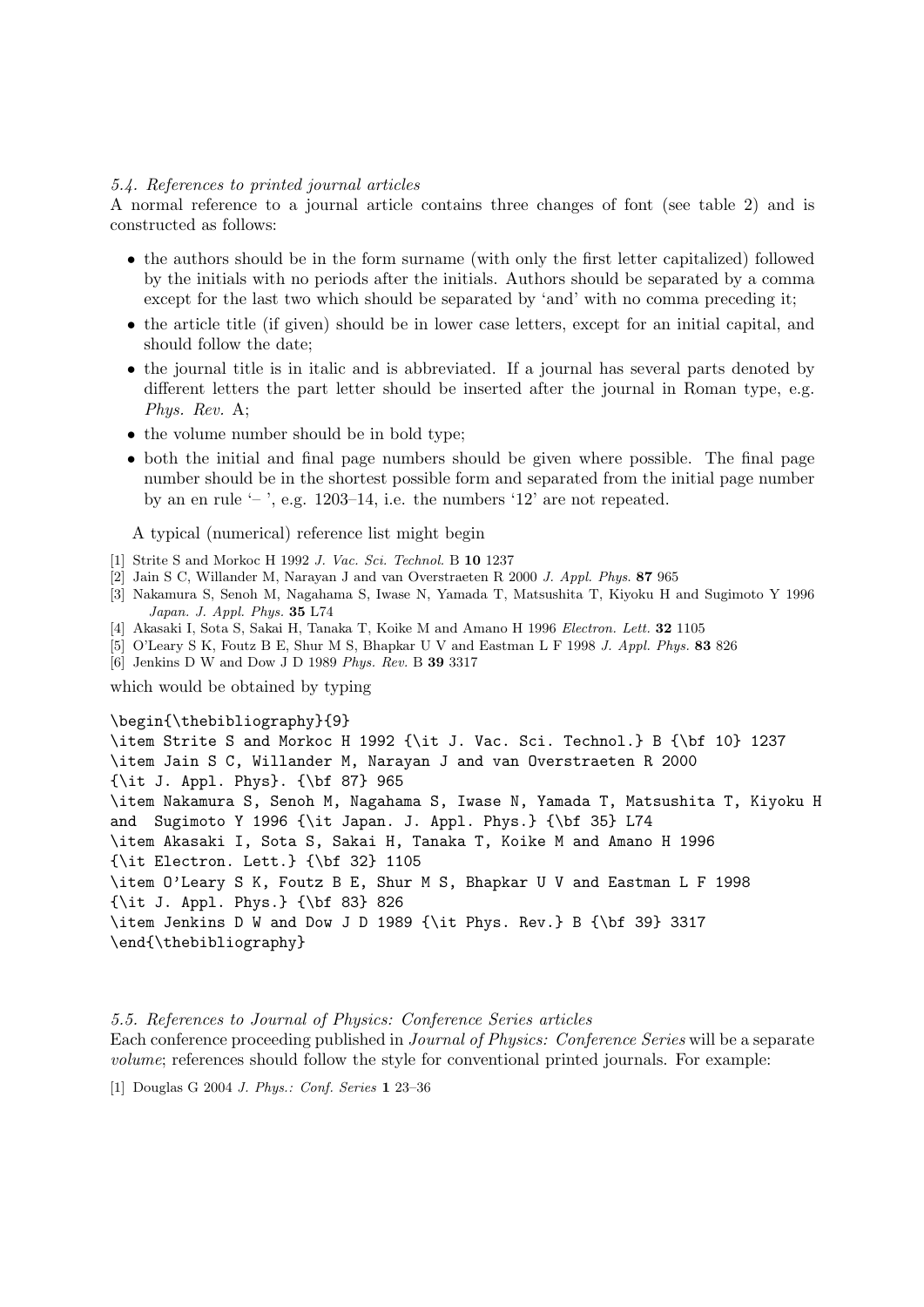### *5.4. References to printed journal articles*

A normal reference to a journal article contains three changes of font (see table 2) and is constructed as follows:

- the authors should be in the form surname (with only the first letter capitalized) followed by the initials with no periods after the initials. Authors should be separated by a comma except for the last two which should be separated by 'and' with no comma preceding it;
- the article title (if given) should be in lower case letters, except for an initial capital, and should follow the date;
- the journal title is in italic and is abbreviated. If a journal has several parts denoted by different letters the part letter should be inserted after the journal in Roman type, e.g. *Phys. Rev.* A;
- the volume number should be in bold type;
- both the initial and final page numbers should be given where possible. The final page number should be in the shortest possible form and separated from the initial page number by an en rule '– ', e.g. 1203–14, i.e. the numbers '12' are not repeated.

A typical (numerical) reference list might begin

[1] Strite S and Morkoc H 1992 *J. Vac. Sci. Technol.* B **10** 1237
[2] Jain S C, Willander M, Narayan J and van Overstraeten R 2000 *J. Appl. Phys.* **87** 965
[3] Nakamura S, Senoh M, Nagahama S, Iwase N, Yamada T, Matsushita T, Kiyoku H and Sugimoto Y 1996 *Japan. J. Appl. Phys.* **35** L74
[4] Akasaki I, Sota S, Sakai H, Tanaka T, Koike M and Amano H 1996 *Electron. Lett.* **32** 1105
[5] O'Leary S K, Foutz B E, Shur M S, Bhapkar U V and Eastman L F 1998 *J. Appl. Phys.* **83** 826
[6] Jenkins D W and Dow J D 1989 *Phys. Rev.* B **39** 3317

which would be obtained by typing

```
\begin{\thebibliography}{9}
\item Strite S and Morkoc H 1992 {\it J. Vac. Sci. Technol.} B {\bf 10} 1237
\item Jain S C, Willander M, Narayan J and van Overstraeten R 2000
{\it J. Appl. Phys}. {\bf 87} 965
\item Nakamura S, Senoh M, Nagahama S, Iwase N, Yamada T, Matsushita T, Kiyoku H
and  Sugimoto Y 1996 {\it Japan. J. Appl. Phys.} {\bf 35} L74
\item Akasaki I, Sota S, Sakai H, Tanaka T, Koike M and Amano H 1996
{\it Electron. Lett.} {\bf 32} 1105
\item O'Leary S K, Foutz B E, Shur M S, Bhapkar U V and Eastman L F 1998
{\it J. Appl. Phys.} {\bf 83} 826
\item Jenkins D W and Dow J D 1989 {\it Phys. Rev.} B {\bf 39} 3317
\end{\thebibliography}
```

### *5.5. References to Journal of Physics: Conference Series articles*

Each conference proceeding published in *Journal of Physics: Conference Series* will be a separate *volume*; references should follow the style for conventional printed journals. For example:

[1] Douglas G 2004 *J. Phys.: Conf. Series* **1** 23–36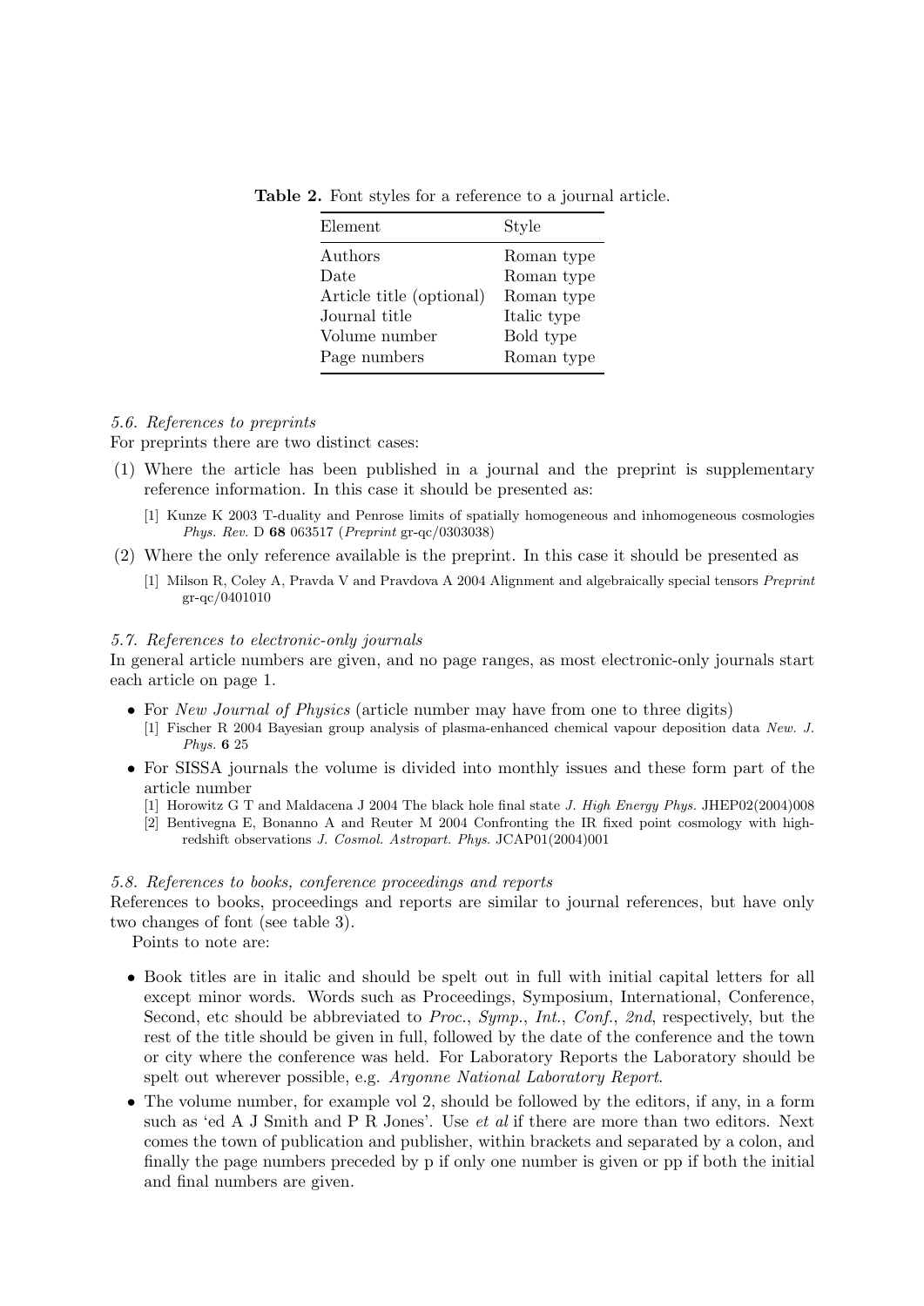**Table 2.** Font styles for a reference to a journal article.

| Element | Style |
|---|---|
| Authors | Roman type |
| Date | Roman type |
| Article title (optional) | Roman type |
| Journal title | Italic type |
| Volume number | Bold type |
| Page numbers | Roman type |

### *5.6. References to preprints*

For preprints there are two distinct cases:

(1) Where the article has been published in a journal and the preprint is supplementary reference information. In this case it should be presented as:

[1] Kunze K 2003 T-duality and Penrose limits of spatially homogeneous and inhomogeneous cosmologies *Phys. Rev.* D **68** 063517 (*Preprint* gr-qc/0303038)

(2) Where the only reference available is the preprint. In this case it should be presented as

[1] Milson R, Coley A, Pravda V and Pravdova A 2004 Alignment and algebraically special tensors *Preprint* gr-qc/0401010

### *5.7. References to electronic-only journals*

In general article numbers are given, and no page ranges, as most electronic-only journals start each article on page 1.

- For *New Journal of Physics* (article number may have from one to three digits)

  [1] Fischer R 2004 Bayesian group analysis of plasma-enhanced chemical vapour deposition data *New. J. Phys.* **6** 25

- For SISSA journals the volume is divided into monthly issues and these form part of the article number

  [1] Horowitz G T and Maldacena J 2004 The black hole final state *J. High Energy Phys.* JHEP02(2004)008

  [2] Bentivegna E, Bonanno A and Reuter M 2004 Confronting the IR fixed point cosmology with high-redshift observations *J. Cosmol. Astropart. Phys.* JCAP01(2004)001

### *5.8. References to books, conference proceedings and reports*

References to books, proceedings and reports are similar to journal references, but have only two changes of font (see table 3).

Points to note are:

- Book titles are in italic and should be spelt out in full with initial capital letters for all except minor words. Words such as Proceedings, Symposium, International, Conference, Second, etc should be abbreviated to *Proc.*, *Symp.*, *Int.*, *Conf.*, *2nd*, respectively, but the rest of the title should be given in full, followed by the date of the conference and the town or city where the conference was held. For Laboratory Reports the Laboratory should be spelt out wherever possible, e.g. *Argonne National Laboratory Report*.
- The volume number, for example vol 2, should be followed by the editors, if any, in a form such as 'ed A J Smith and P R Jones'. Use *et al* if there are more than two editors. Next comes the town of publication and publisher, within brackets and separated by a colon, and finally the page numbers preceded by p if only one number is given or pp if both the initial and final numbers are given.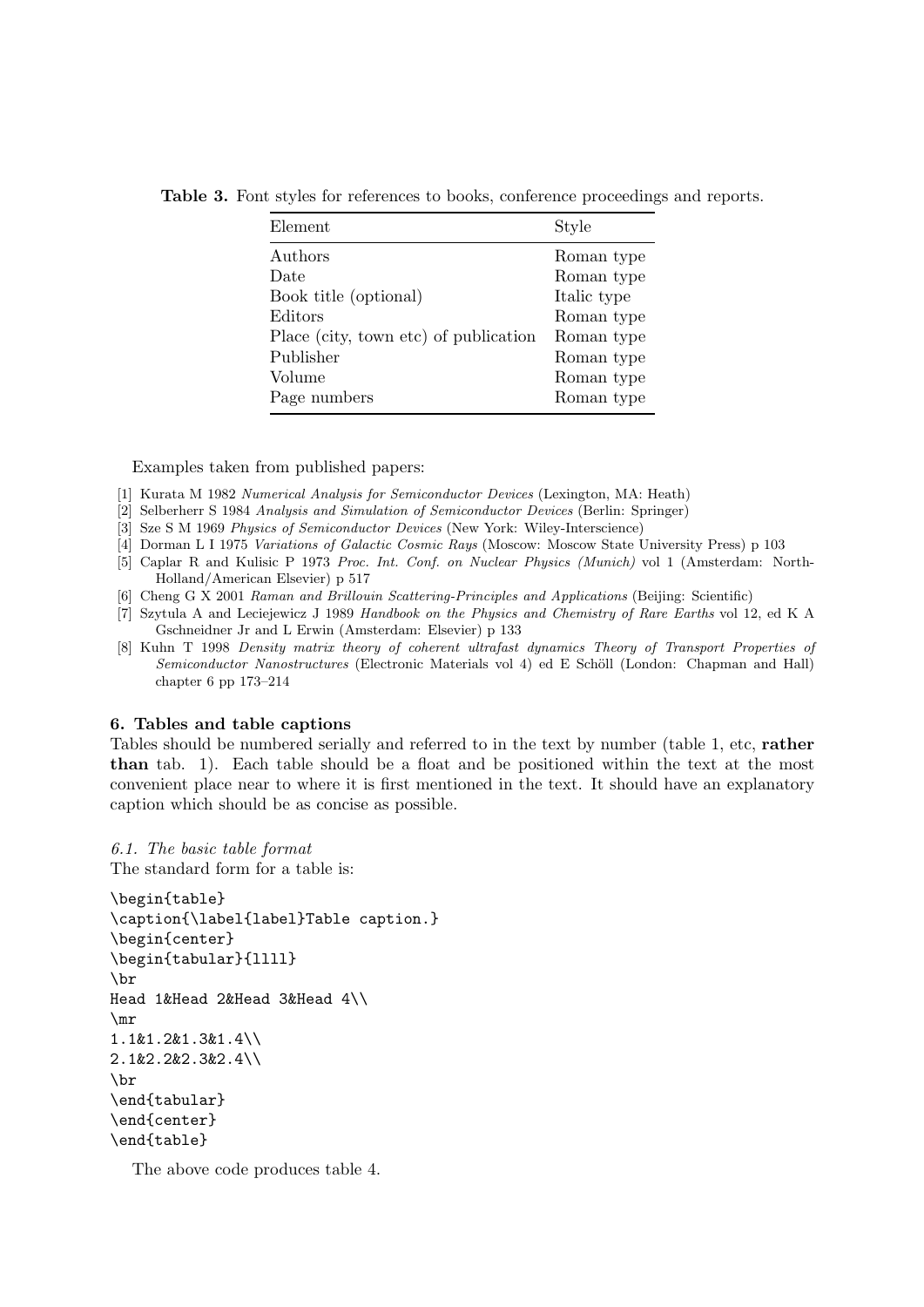**Table 3.** Font styles for references to books, conference proceedings and reports.

| Element | Style |
|---|---|
| Authors | Roman type |
| Date | Roman type |
| Book title (optional) | Italic type |
| Editors | Roman type |
| Place (city, town etc) of publication | Roman type |
| Publisher | Roman type |
| Volume | Roman type |
| Page numbers | Roman type |

Examples taken from published papers:

[1] Kurata M 1982 *Numerical Analysis for Semiconductor Devices* (Lexington, MA: Heath)

[2] Selberherr S 1984 *Analysis and Simulation of Semiconductor Devices* (Berlin: Springer)

[3] Sze S M 1969 *Physics of Semiconductor Devices* (New York: Wiley-Interscience)

[4] Dorman L I 1975 *Variations of Galactic Cosmic Rays* (Moscow: Moscow State University Press) p 103

[5] Caplar R and Kulisic P 1973 *Proc. Int. Conf. on Nuclear Physics (Munich)* vol 1 (Amsterdam: North-Holland/American Elsevier) p 517

[6] Cheng G X 2001 *Raman and Brillouin Scattering-Principles and Applications* (Beijing: Scientific)

[7] Szytula A and Leciejewicz J 1989 *Handbook on the Physics and Chemistry of Rare Earths* vol 12, ed K A Gschneidner Jr and L Erwin (Amsterdam: Elsevier) p 133

[8] Kuhn T 1998 *Density matrix theory of coherent ultrafast dynamics Theory of Transport Properties of Semiconductor Nanostructures* (Electronic Materials vol 4) ed E Schöll (London: Chapman and Hall) chapter 6 pp 173–214

## 6. Tables and table captions

Tables should be numbered serially and referred to in the text by number (table 1, etc, **rather than** tab. 1). Each table should be a float and be positioned within the text at the most convenient place near to where it is first mentioned in the text. It should have an explanatory caption which should be as concise as possible.

### *6.1. The basic table format*

The standard form for a table is:

```
\begin{table}
\caption{\label{label}Table caption.}
\begin{center}
\begin{tabular}{llll}
\br
Head 1&Head 2&Head 3&Head 4\\
\mr
1.1&1.2&1.3&1.4\\
2.1&2.2&2.3&2.4\\
\br
\end{tabular}
\end{center}
\end{table}
```

The above code produces table 4.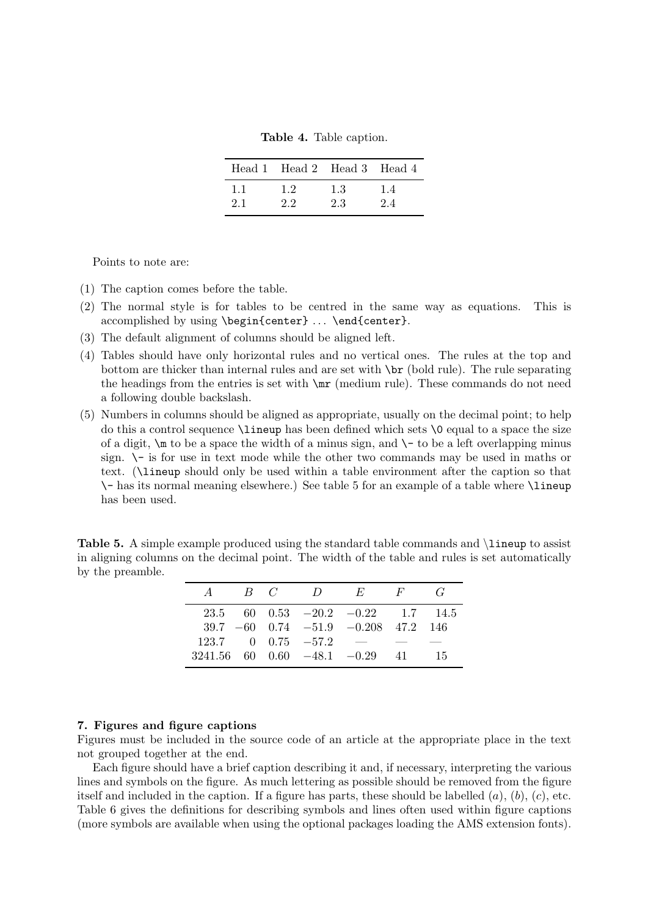**Table 4.** Table caption.

| Head 1 | Head 2 | Head 3 | Head 4 |
|---|---|---|---|
| 1.1 | 1.2 | 1.3 | 1.4 |
| 2.1 | 2.2 | 2.3 | 2.4 |

Points to note are:

(1) The caption comes before the table.

(2) The normal style is for tables to be centred in the same way as equations. This is accomplished by using `\begin{center}` ... `\end{center}`.

(3) The default alignment of columns should be aligned left.

(4) Tables should have only horizontal rules and no vertical ones. The rules at the top and bottom are thicker than internal rules and are set with `\br` (bold rule). The rule separating the headings from the entries is set with `\mr` (medium rule). These commands do not need a following double backslash.

(5) Numbers in columns should be aligned as appropriate, usually on the decimal point; to help do this a control sequence `\lineup` has been defined which sets `\0` equal to a space the size of a digit, `\m` to be a space the width of a minus sign, and `\-` to be a left overlapping minus sign. `\-` is for use in text mode while the other two commands may be used in maths or text. (`\lineup` should only be used within a table environment after the caption so that `\-` has its normal meaning elsewhere.) See table 5 for an example of a table where `\lineup` has been used.

**Table 5.** A simple example produced using the standard table commands and `\lineup` to assist in aligning columns on the decimal point. The width of the table and rules is set automatically by the preamble.

| $A$ | $B$ | $C$ | $D$ | $E$ | $F$ | $G$ |
|---|---|---|---|---|---|---|
| 23.5 | 60 | 0.53 | −20.2 | −0.22 | 1.7 | 14.5 |
| 39.7 | −60 | 0.74 | −51.9 | −0.208 | 47.2 | 146 |
| 123.7 | 0 | 0.75 | −57.2 | — | — | — |
| 3241.56 | 60 | 0.60 | −48.1 | −0.29 | 41 | 15 |

## 7. Figures and figure captions

Figures must be included in the source code of an article at the appropriate place in the text not grouped together at the end.

Each figure should have a brief caption describing it and, if necessary, interpreting the various lines and symbols on the figure. As much lettering as possible should be removed from the figure itself and included in the caption. If a figure has parts, these should be labelled ($a$), ($b$), ($c$), etc. Table 6 gives the definitions for describing symbols and lines often used within figure captions (more symbols are available when using the optional packages loading the AMS extension fonts).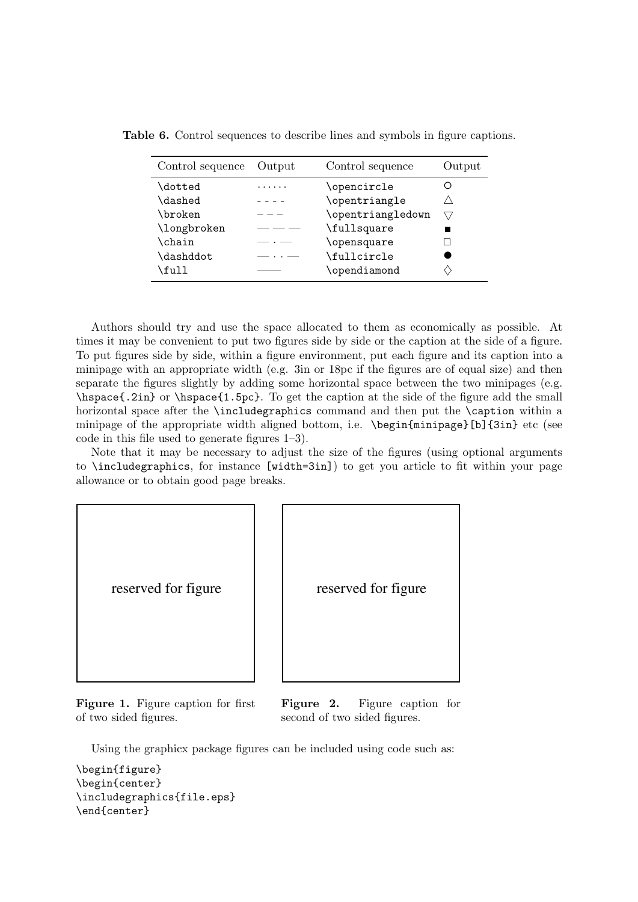**Table 6.** Control sequences to describe lines and symbols in figure captions.

| Control sequence | Output | Control sequence | Output |
|---|---|---|---|
| `\dotted` | ······ | `\opencircle` | ○ |
| `\dashed` | - - - - | `\opentriangle` | △ |
| `\broken` | – – – | `\opentriangledown` | ▽ |
| `\longbroken` | — — — | `\fullsquare` | ■ |
| `\chain` | — · — | `\opensquare` | □ |
| `\dashddot` | — · · — | `\fullcircle` | ● |
| `\full` | —— | `\opendiamond` | ◇ |

Authors should try and use the space allocated to them as economically as possible. At times it may be convenient to put two figures side by side or the caption at the side of a figure. To put figures side by side, within a figure environment, put each figure and its caption into a minipage with an appropriate width (e.g. 3in or 18pc if the figures are of equal size) and then separate the figures slightly by adding some horizontal space between the two minipages (e.g. `\hspace{.2in}` or `\hspace{1.5pc}`. To get the caption at the side of the figure add the small horizontal space after the `\includegraphics` command and then put the `\caption` within a minipage of the appropriate width aligned bottom, i.e. `\begin{minipage}[b]{3in}` etc (see code in this file used to generate figures 1–3).

Note that it may be necessary to adjust the size of the figures (using optional arguments to `\includegraphics`, for instance `[width=3in]`) to get you article to fit within your page allowance or to obtain good page breaks.

reserved for figure

**Figure 1.** Figure caption for first of two sided figures.

reserved for figure

**Figure 2.** Figure caption for second of two sided figures.

Using the graphicx package figures can be included using code such as:

```
\begin{figure}
\begin{center}
\includegraphics{file.eps}
\end{center}
```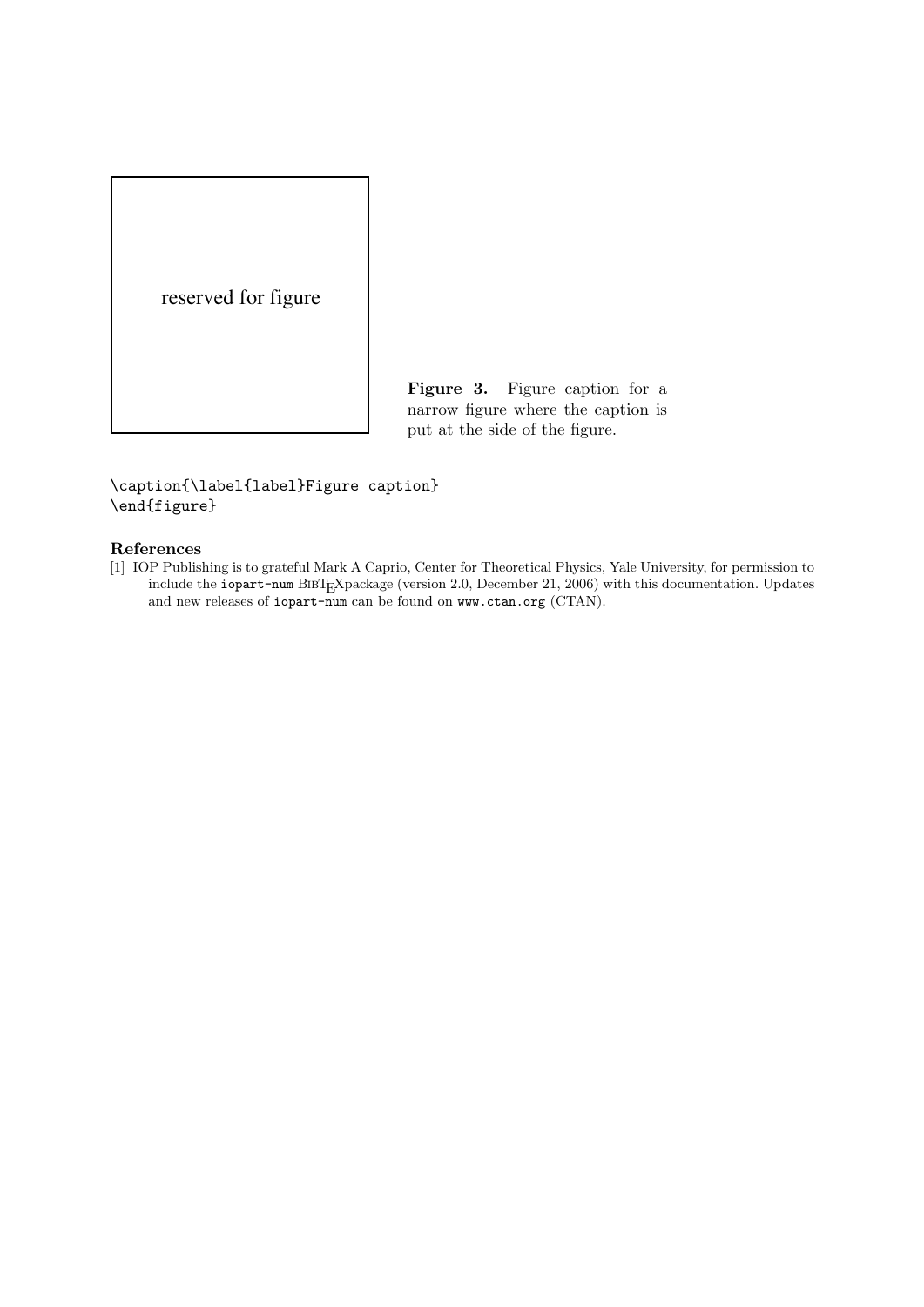reserved for figure

**Figure 3.** Figure caption for a narrow figure where the caption is put at the side of the figure.

```
\caption{\label{label}Figure caption}
\end{figure}
```

## References

[1] IOP Publishing is to grateful Mark A Caprio, Center for Theoretical Physics, Yale University, for permission to include the `iopart-num` BIBTEXpackage (version 2.0, December 21, 2006) with this documentation. Updates and new releases of `iopart-num` can be found on `www.ctan.org` (CTAN).